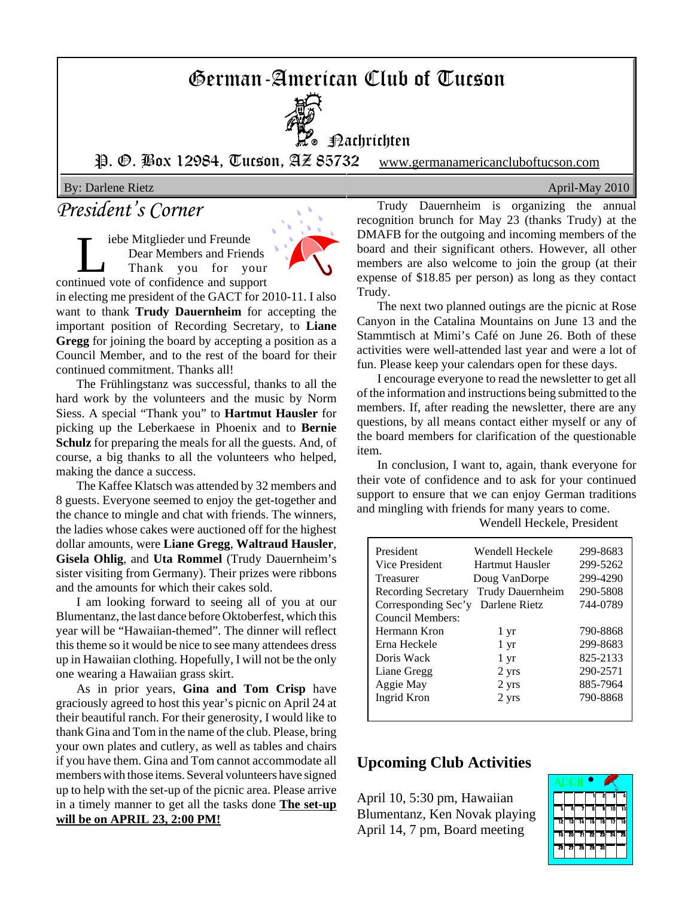# German-American Club of Tucson

## Nachrichten

P. O. Box 12984, Tucson, AZ 85732 www.germanamericancluboftucson.com

By: Darlene Rietz April-May 2010

## President's Corner

Liebe Mitglieder und Freunde
Dear Members and Friends
Thank you for your continued vote of confidence and support in electing me president of the GACT for 2010-11. I also want to thank **Trudy Dauernheim** for accepting the important position of Recording Secretary, to **Liane Gregg** for joining the board by accepting a position as a Council Member, and to the rest of the board for their continued commitment. Thanks all!

The Frühlingstanz was successful, thanks to all the hard work by the volunteers and the music by Norm Siess. A special "Thank you" to **Hartmut Hausler** for picking up the Leberkaese in Phoenix and to **Bernie Schulz** for preparing the meals for all the guests. And, of course, a big thanks to all the volunteers who helped, making the dance a success.

The Kaffee Klatsch was attended by 32 members and 8 guests. Everyone seemed to enjoy the get-together and the chance to mingle and chat with friends. The winners, the ladies whose cakes were auctioned off for the highest dollar amounts, were **Liane Gregg**, **Waltraud Hausler**, **Gisela Ohlig**, and **Uta Rommel** (Trudy Dauernheim's sister visiting from Germany). Their prizes were ribbons and the amounts for which their cakes sold.

I am looking forward to seeing all of you at our Blumentanz, the last dance before Oktoberfest, which this year will be "Hawaiian-themed". The dinner will reflect this theme so it would be nice to see many attendees dress up in Hawaiian clothing. Hopefully, I will not be the only one wearing a Hawaiian grass skirt.

As in prior years, **Gina and Tom Crisp** have graciously agreed to host this year's picnic on April 24 at their beautiful ranch. For their generosity, I would like to thank Gina and Tom in the name of the club. Please, bring your own plates and cutlery, as well as tables and chairs if you have them. Gina and Tom cannot accommodate all members with those items. Several volunteers have signed up to help with the set-up of the picnic area. Please arrive in a timely manner to get all the tasks done **The set-up will be on APRIL 23, 2:00 PM!**

Trudy Dauernheim is organizing the annual recognition brunch for May 23 (thanks Trudy) at the DMAFB for the outgoing and incoming members of the board and their significant others. However, all other members are also welcome to join the group (at their expense of $18.85 per person) as long as they contact Trudy.

The next two planned outings are the picnic at Rose Canyon in the Catalina Mountains on June 13 and the Stammtisch at Mimi's Café on June 26. Both of these activities were well-attended last year and were a lot of fun. Please keep your calendars open for these days.

I encourage everyone to read the newsletter to get all of the information and instructions being submitted to the members. If, after reading the newsletter, there are any questions, by all means contact either myself or any of the board members for clarification of the questionable item.

In conclusion, I want to, again, thank everyone for their vote of confidence and to ask for your continued support to ensure that we can enjoy German traditions and mingling with friends for many years to come.

Wendell Heckele, President

| | | |
|---|---|---|
| President | Wendell Heckele | 299-8683 |
| Vice President | Hartmut Hausler | 299-5262 |
| Treasurer | Doug VanDorpe | 299-4290 |
| Recording Secretary | Trudy Dauernheim | 290-5808 |
| Corresponding Sec'y | Darlene Rietz | 744-0789 |
| Council Members: | | |
| Hermann Kron | 1 yr | 790-8868 |
| Erna Heckele | 1 yr | 299-8683 |
| Doris Wack | 1 yr | 825-2133 |
| Liane Gregg | 2 yrs | 290-2571 |
| Aggie May | 2 yrs | 885-7964 |
| Ingrid Kron | 2 yrs | 790-8868 |

## Upcoming Club Activities

April 10, 5:30 pm, Hawaiian Blumentanz, Ken Novak playing
April 14, 7 pm, Board meeting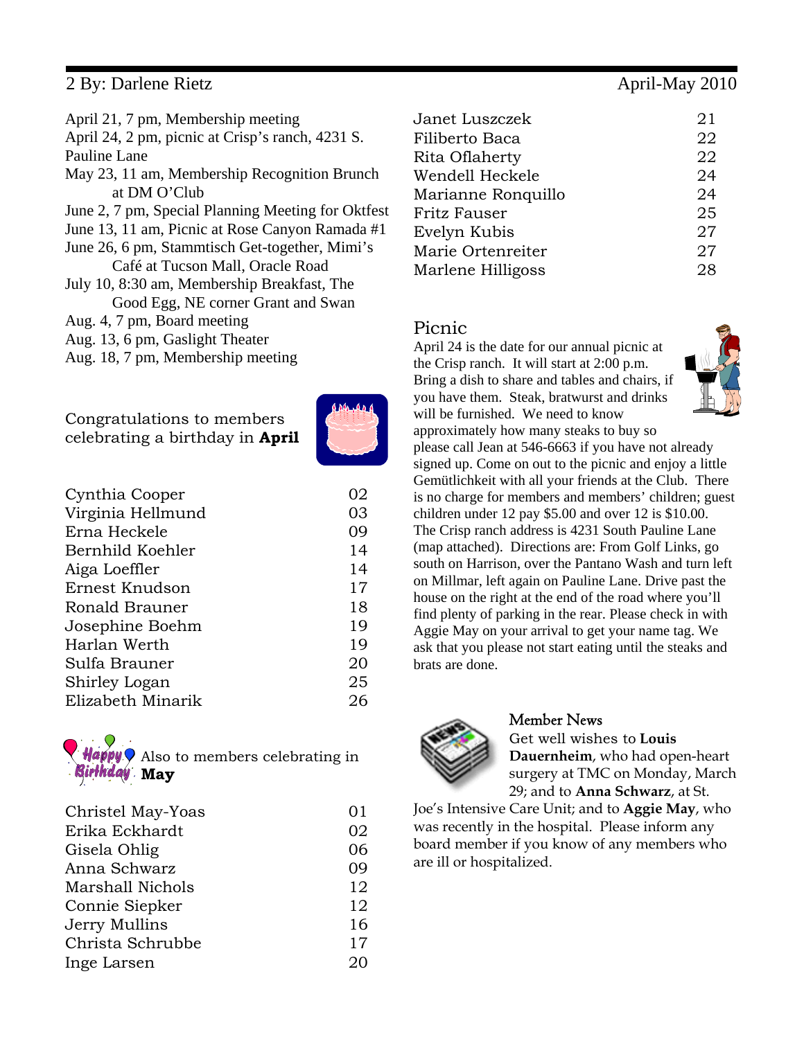By: Darlene Rietz

April 21, 7 pm, Membership meeting
April 24, 2 pm, picnic at Crisp's ranch, 4231 S. Pauline Lane
May 23, 11 am, Membership Recognition Brunch at DM O'Club
June 2, 7 pm, Special Planning Meeting for Oktfest
June 13, 11 am, Picnic at Rose Canyon Ramada #1
June 26, 6 pm, Stammtisch Get-together, Mimi's Café at Tucson Mall, Oracle Road
July 10, 8:30 am, Membership Breakfast, The Good Egg, NE corner Grant and Swan
Aug. 4, 7 pm, Board meeting
Aug. 13, 6 pm, Gaslight Theater
Aug. 18, 7 pm, Membership meeting

Congratulations to members celebrating a birthday in **April**

| | |
|---|---|
| Cynthia Cooper | 02 |
| Virginia Hellmund | 03 |
| Erna Heckele | 09 |
| Bernhild Koehler | 14 |
| Aiga Loeffler | 14 |
| Ernest Knudson | 17 |
| Ronald Brauner | 18 |
| Josephine Boehm | 19 |
| Harlan Werth | 19 |
| Sulfa Brauner | 20 |
| Shirley Logan | 25 |
| Elizabeth Minarik | 26 |
| Janet Luszczek | 21 |
| Filiberto Baca | 22 |
| Rita Oflaherty | 22 |
| Wendell Heckele | 24 |
| Marianne Ronquillo | 24 |
| Fritz Fauser | 25 |
| Evelyn Kubis | 27 |
| Marie Ortenreiter | 27 |
| Marlene Hilligoss | 28 |

Happy Birthday! Also to members celebrating in **May**

| | |
|---|---|
| Christel May-Yoas | 01 |
| Erika Eckhardt | 02 |
| Gisela Ohlig | 06 |
| Anna Schwarz | 09 |
| Marshall Nichols | 12 |
| Connie Siepker | 12 |
| Jerry Mullins | 16 |
| Christa Schrubbe | 17 |
| Inge Larsen | 20 |

## Picnic

April 24 is the date for our annual picnic at the Crisp ranch. It will start at 2:00 p.m. Bring a dish to share and tables and chairs, if you have them. Steak, bratwurst and drinks will be furnished. We need to know approximately how many steaks to buy so please call Jean at 546-6663 if you have not already signed up. Come on out to the picnic and enjoy a little Gemütlichkeit with all your friends at the Club. There is no charge for members and members' children; guest children under 12 pay $5.00 and over 12 is $10.00. The Crisp ranch address is 4231 South Pauline Lane (map attached). Directions are: From Golf Links, go south on Harrison, over the Pantano Wash and turn left on Millmar, left again on Pauline Lane. Drive past the house on the right at the end of the road where you'll find plenty of parking in the rear. Please check in with Aggie May on your arrival to get your name tag. We ask that you please not start eating until the steaks and brats are done.

## Member News

Get well wishes to **Louis Dauernheim**, who had open-heart surgery at TMC on Monday, March 29; and to **Anna Schwarz**, at St. Joe's Intensive Care Unit; and to **Aggie May**, who was recently in the hospital. Please inform any board member if you know of any members who are ill or hospitalized.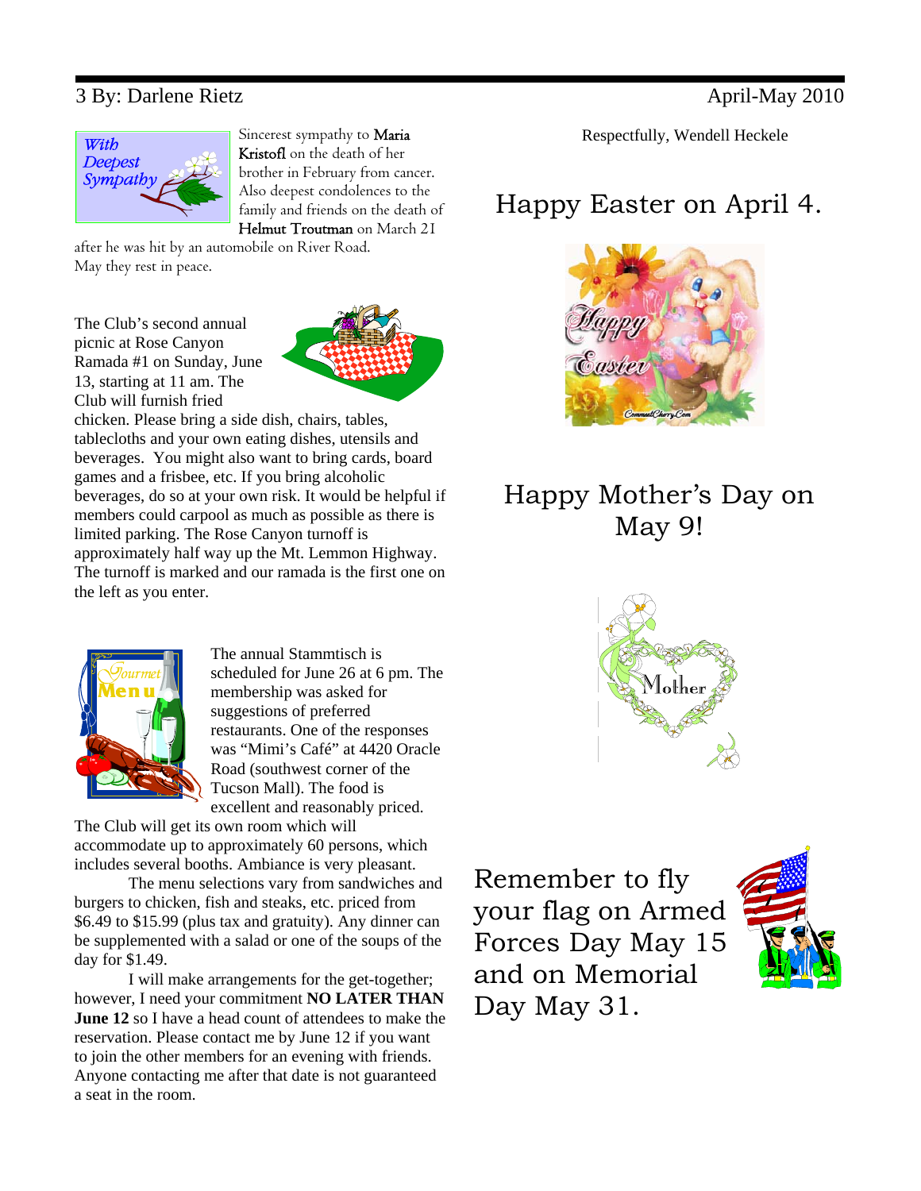Sincerest sympathy to Maria Kristofl on the death of her brother in February from cancer. Also deepest condolences to the family and friends on the death of Helmut Troutman on March 21 after he was hit by an automobile on River Road. May they rest in peace.

The Club's second annual picnic at Rose Canyon Ramada #1 on Sunday, June 13, starting at 11 am. The Club will furnish fried chicken. Please bring a side dish, chairs, tables, tablecloths and your own eating dishes, utensils and beverages. You might also want to bring cards, board games and a frisbee, etc. If you bring alcoholic beverages, do so at your own risk. It would be helpful if members could carpool as much as possible as there is limited parking. The Rose Canyon turnoff is approximately half way up the Mt. Lemmon Highway. The turnoff is marked and our ramada is the first one on the left as you enter.

The annual Stammtisch is scheduled for June 26 at 6 pm. The membership was asked for suggestions of preferred restaurants. One of the responses was "Mimi's Café" at 4420 Oracle Road (southwest corner of the Tucson Mall). The food is excellent and reasonably priced. The Club will get its own room which will accommodate up to approximately 60 persons, which includes several booths. Ambiance is very pleasant.

The menu selections vary from sandwiches and burgers to chicken, fish and steaks, etc. priced from $6.49 to $15.99 (plus tax and gratuity). Any dinner can be supplemented with a salad or one of the soups of the day for $1.49.

I will make arrangements for the get-together; however, I need your commitment **NO LATER THAN June 12** so I have a head count of attendees to make the reservation. Please contact me by June 12 if you want to join the other members for an evening with friends. Anyone contacting me after that date is not guaranteed a seat in the room.

Respectfully, Wendell Heckele

## Happy Easter on April 4.

## Happy Mother's Day on May 9!

## Remember to fly your flag on Armed Forces Day May 15 and on Memorial Day May 31.